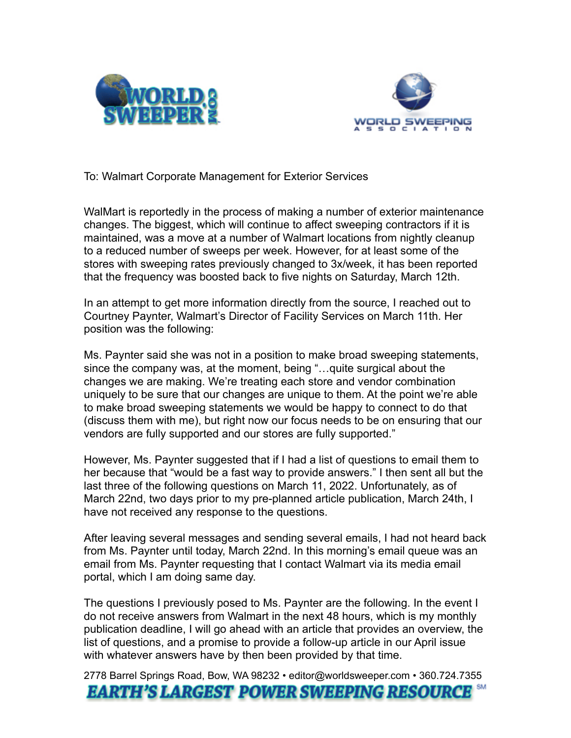To: Walmart Corporate Management for Exterior Services

WalMart is reportedly in the process of making a number of exterior maintenance changes. The biggest, which will continue to affect sweeping contractors if it is maintained, was a move at a number of Walmart locations from nightly cleanup to a reduced number of sweeps per week. However, for at least some of the stores with sweeping rates previously changed to 3x/week, it has been reported that the frequency was boosted back to five nights on Saturday, March 12th.

In an attempt to get more information directly from the source, I reached out to Courtney Paynter, Walmart's Director of Facility Services on March 11th. Her position was the following:

Ms. Paynter said she was not in a position to make broad sweeping statements, since the company was, at the moment, being "…quite surgical about the changes we are making. We're treating each store and vendor combination uniquely to be sure that our changes are unique to them. At the point we're able to make broad sweeping statements we would be happy to connect to do that (discuss them with me), but right now our focus needs to be on ensuring that our vendors are fully supported and our stores are fully supported."

However, Ms. Paynter suggested that if I had a list of questions to email them to her because that "would be a fast way to provide answers." I then sent all but the last three of the following questions on March 11, 2022. Unfortunately, as of March 22nd, two days prior to my pre-planned article publication, March 24th, I have not received any response to the questions.

After leaving several messages and sending several emails, I had not heard back from Ms. Paynter until today, March 22nd. In this morning's email queue was an email from Ms. Paynter requesting that I contact Walmart via its media email portal, which I am doing same day.

The questions I previously posed to Ms. Paynter are the following. In the event I do not receive answers from Walmart in the next 48 hours, which is my monthly publication deadline, I will go ahead with an article that provides an overview, the list of questions, and a promise to provide a follow-up article in our April issue with whatever answers have by then been provided by that time.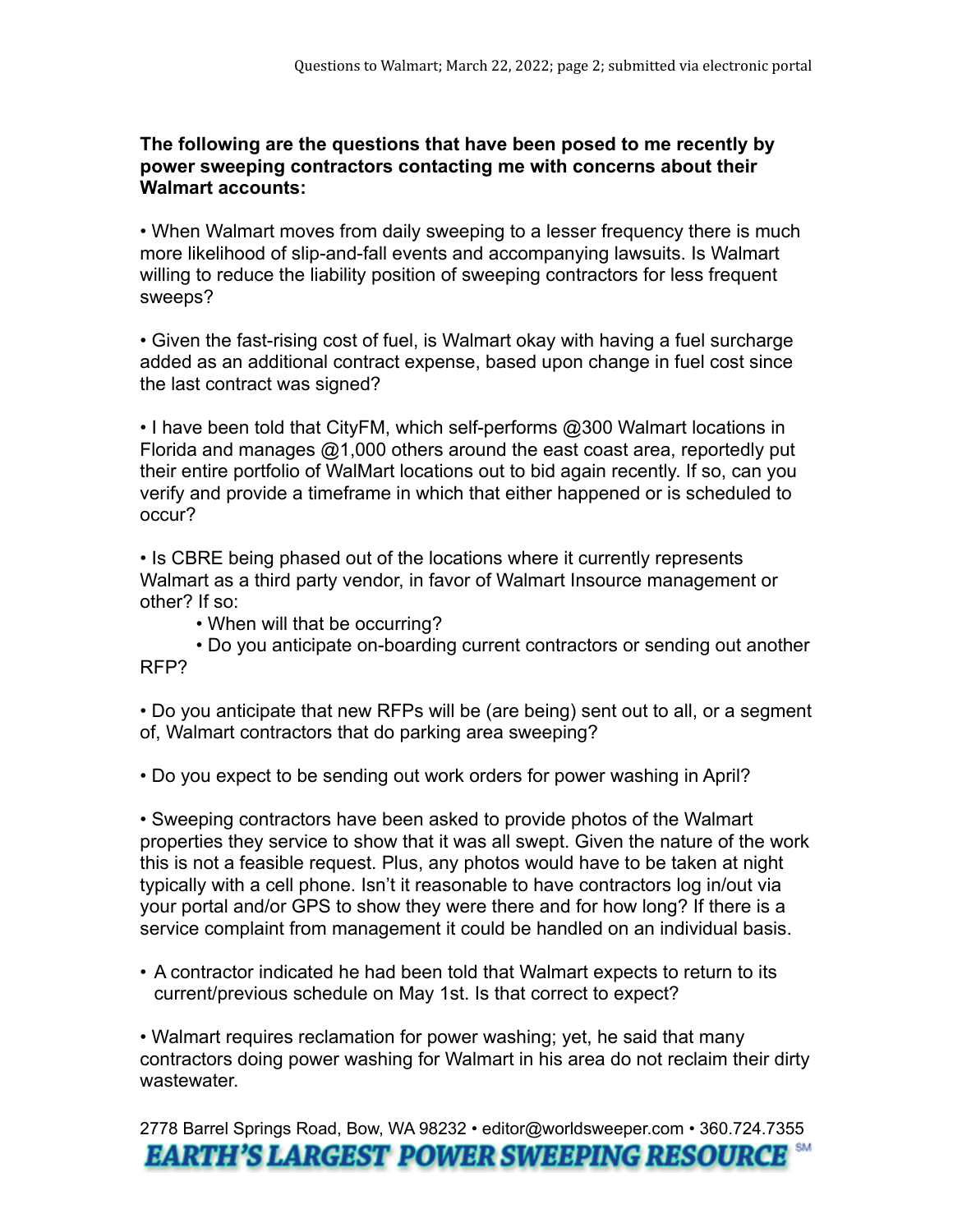**The following are the questions that have been posed to me recently by power sweeping contractors contacting me with concerns about their Walmart accounts:**

- When Walmart moves from daily sweeping to a lesser frequency there is much more likelihood of slip-and-fall events and accompanying lawsuits. Is Walmart willing to reduce the liability position of sweeping contractors for less frequent sweeps?

- Given the fast-rising cost of fuel, is Walmart okay with having a fuel surcharge added as an additional contract expense, based upon change in fuel cost since the last contract was signed?

- I have been told that CityFM, which self-performs @300 Walmart locations in Florida and manages @1,000 others around the east coast area, reportedly put their entire portfolio of WalMart locations out to bid again recently. If so, can you verify and provide a timeframe in which that either happened or is scheduled to occur?

- Is CBRE being phased out of the locations where it currently represents Walmart as a third party vendor, in favor of Walmart Insource management or other? If so:
    - When will that be occurring?
    - Do you anticipate on-boarding current contractors or sending out another RFP?

- Do you anticipate that new RFPs will be (are being) sent out to all, or a segment of, Walmart contractors that do parking area sweeping?

- Do you expect to be sending out work orders for power washing in April?

- Sweeping contractors have been asked to provide photos of the Walmart properties they service to show that it was all swept. Given the nature of the work this is not a feasible request. Plus, any photos would have to be taken at night typically with a cell phone. Isn't it reasonable to have contractors log in/out via your portal and/or GPS to show they were there and for how long? If there is a service complaint from management it could be handled on an individual basis.

- A contractor indicated he had been told that Walmart expects to return to its current/previous schedule on May 1st. Is that correct to expect?

- Walmart requires reclamation for power washing; yet, he said that many contractors doing power washing for Walmart in his area do not reclaim their dirty wastewater.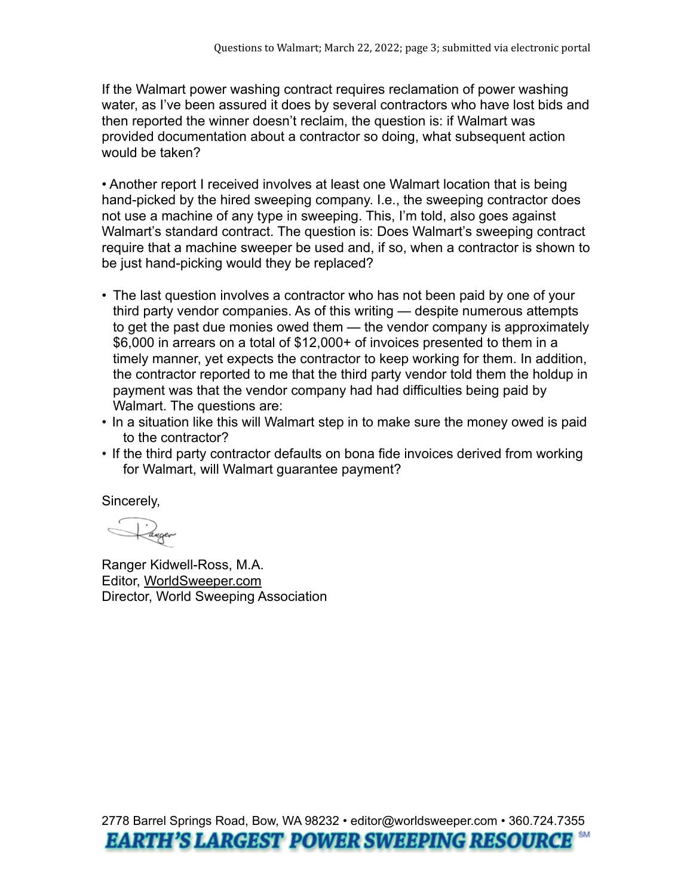If the Walmart power washing contract requires reclamation of power washing water, as I've been assured it does by several contractors who have lost bids and then reported the winner doesn't reclaim, the question is: if Walmart was provided documentation about a contractor so doing, what subsequent action would be taken?

• Another report I received involves at least one Walmart location that is being hand-picked by the hired sweeping company. I.e., the sweeping contractor does not use a machine of any type in sweeping. This, I'm told, also goes against Walmart's standard contract. The question is: Does Walmart's sweeping contract require that a machine sweeper be used and, if so, when a contractor is shown to be just hand-picking would they be replaced?

- The last question involves a contractor who has not been paid by one of your third party vendor companies. As of this writing — despite numerous attempts to get the past due monies owed them — the vendor company is approximately $6,000 in arrears on a total of $12,000+ of invoices presented to them in a timely manner, yet expects the contractor to keep working for them. In addition, the contractor reported to me that the third party vendor told them the holdup in payment was that the vendor company had had difficulties being paid by Walmart. The questions are:
- In a situation like this will Walmart step in to make sure the money owed is paid to the contractor?
- If the third party contractor defaults on bona fide invoices derived from working for Walmart, will Walmart guarantee payment?

Sincerely,

Ranger Kidwell-Ross, M.A.
Editor, WorldSweeper.com
Director, World Sweeping Association

2778 Barrel Springs Road, Bow, WA 98232 • editor@worldsweeper.com • 360.724.7355

**EARTH'S LARGEST POWER SWEEPING RESOURCE** SM